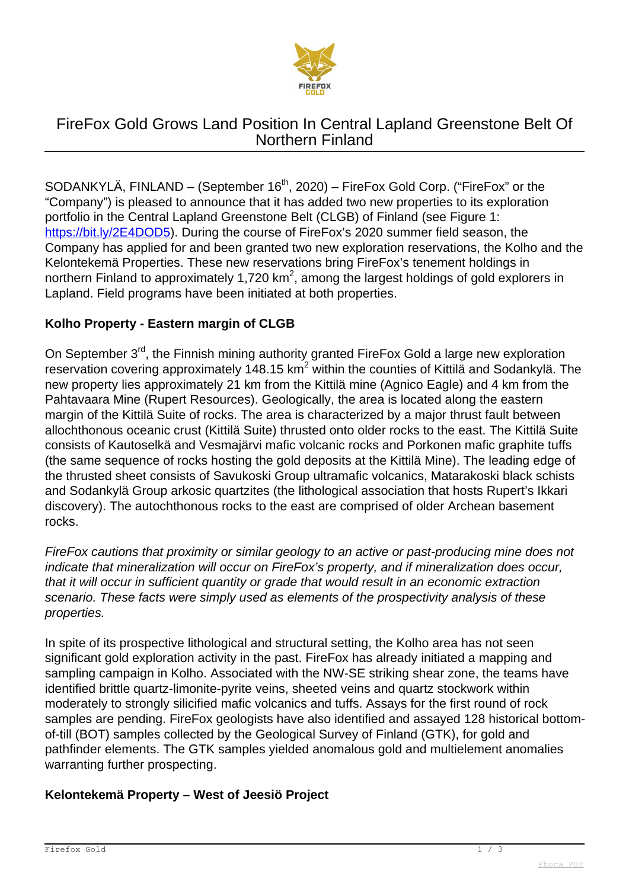# FireFox Gold Grows Land Position In Central Lapland Greenstone Belt Of Northern Finland

SODANKYLÄ, FINLAND – (September 16th, 2020) – FireFox Gold Corp. ("FireFox" or the "Company") is pleased to announce that it has added two new properties to its exploration portfolio in the Central Lapland Greenstone Belt (CLGB) of Finland (see Figure 1: https://bit.ly/2E4DOD5). During the course of FireFox's 2020 summer field season, the Company has applied for and been granted two new exploration reservations, the Kolho and the Kelontekemä Properties. These new reservations bring FireFox's tenement holdings in northern Finland to approximately 1,720 km$^2$, among the largest holdings of gold explorers in Lapland. Field programs have been initiated at both properties.

## Kolho Property - Eastern margin of CLGB

On September 3rd, the Finnish mining authority granted FireFox Gold a large new exploration reservation covering approximately 148.15 km$^2$ within the counties of Kittilä and Sodankylä. The new property lies approximately 21 km from the Kittilä mine (Agnico Eagle) and 4 km from the Pahtavaara Mine (Rupert Resources). Geologically, the area is located along the eastern margin of the Kittilä Suite of rocks. The area is characterized by a major thrust fault between allochthonous oceanic crust (Kittilä Suite) thrusted onto older rocks to the east. The Kittilä Suite consists of Kautoselkä and Vesmajärvi mafic volcanic rocks and Porkonen mafic graphite tuffs (the same sequence of rocks hosting the gold deposits at the Kittilä Mine). The leading edge of the thrusted sheet consists of Savukoski Group ultramafic volcanics, Matarakoski black schists and Sodankylä Group arkosic quartzites (the lithological association that hosts Rupert's Ikkari discovery). The autochthonous rocks to the east are comprised of older Archean basement rocks.

*FireFox cautions that proximity or similar geology to an active or past-producing mine does not indicate that mineralization will occur on FireFox's property, and if mineralization does occur, that it will occur in sufficient quantity or grade that would result in an economic extraction scenario. These facts were simply used as elements of the prospectivity analysis of these properties.*

In spite of its prospective lithological and structural setting, the Kolho area has not seen significant gold exploration activity in the past. FireFox has already initiated a mapping and sampling campaign in Kolho. Associated with the NW-SE striking shear zone, the teams have identified brittle quartz-limonite-pyrite veins, sheeted veins and quartz stockwork within moderately to strongly silicified mafic volcanics and tuffs. Assays for the first round of rock samples are pending. FireFox geologists have also identified and assayed 128 historical bottom-of-till (BOT) samples collected by the Geological Survey of Finland (GTK), for gold and pathfinder elements. The GTK samples yielded anomalous gold and multielement anomalies warranting further prospecting.

## Kelontekemä Property – West of Jeesiö Project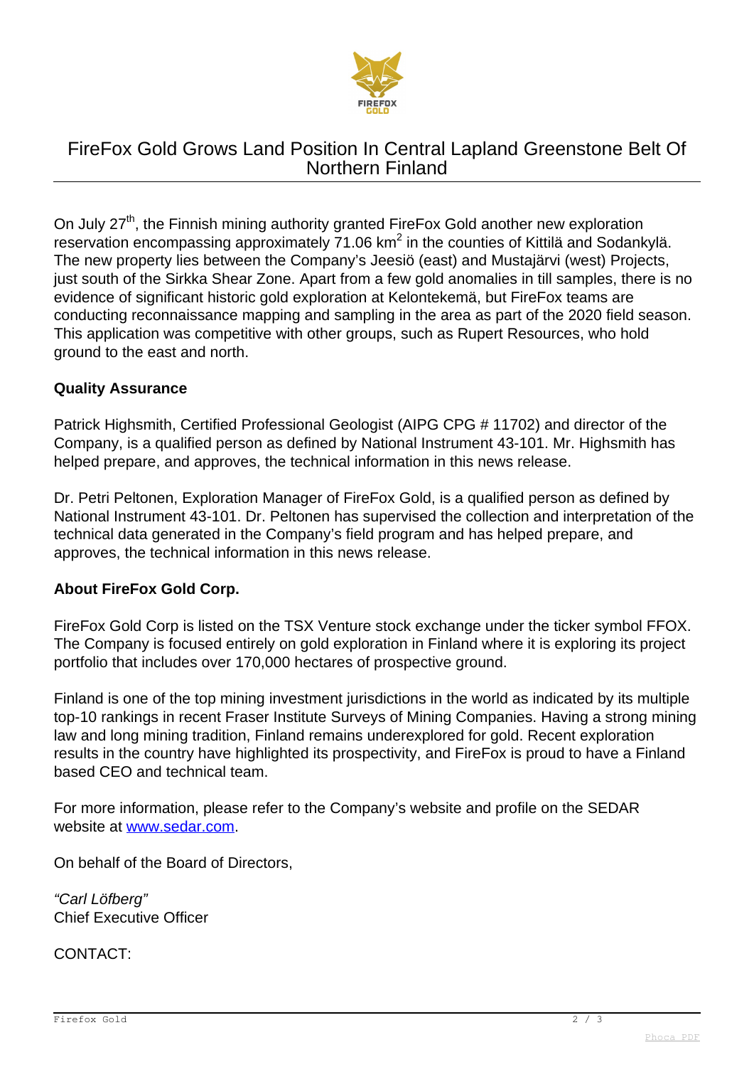# FireFox Gold Grows Land Position In Central Lapland Greenstone Belt Of Northern Finland

On July 27th, the Finnish mining authority granted FireFox Gold another new exploration reservation encompassing approximately 71.06 $km^2$ in the counties of Kittilä and Sodankylä. The new property lies between the Company's Jeesiö (east) and Mustajärvi (west) Projects, just south of the Sirkka Shear Zone. Apart from a few gold anomalies in till samples, there is no evidence of significant historic gold exploration at Kelontekemä, but FireFox teams are conducting reconnaissance mapping and sampling in the area as part of the 2020 field season. This application was competitive with other groups, such as Rupert Resources, who hold ground to the east and north.

**Quality Assurance**

Patrick Highsmith, Certified Professional Geologist (AIPG CPG # 11702) and director of the Company, is a qualified person as defined by National Instrument 43-101. Mr. Highsmith has helped prepare, and approves, the technical information in this news release.

Dr. Petri Peltonen, Exploration Manager of FireFox Gold, is a qualified person as defined by National Instrument 43-101. Dr. Peltonen has supervised the collection and interpretation of the technical data generated in the Company's field program and has helped prepare, and approves, the technical information in this news release.

**About FireFox Gold Corp.**

FireFox Gold Corp is listed on the TSX Venture stock exchange under the ticker symbol FFOX. The Company is focused entirely on gold exploration in Finland where it is exploring its project portfolio that includes over 170,000 hectares of prospective ground.

Finland is one of the top mining investment jurisdictions in the world as indicated by its multiple top-10 rankings in recent Fraser Institute Surveys of Mining Companies. Having a strong mining law and long mining tradition, Finland remains underexplored for gold. Recent exploration results in the country have highlighted its prospectivity, and FireFox is proud to have a Finland based CEO and technical team.

For more information, please refer to the Company's website and profile on the SEDAR website at [www.sedar.com](http://www.sedar.com).

On behalf of the Board of Directors,

*"Carl Löfberg"*
Chief Executive Officer

CONTACT: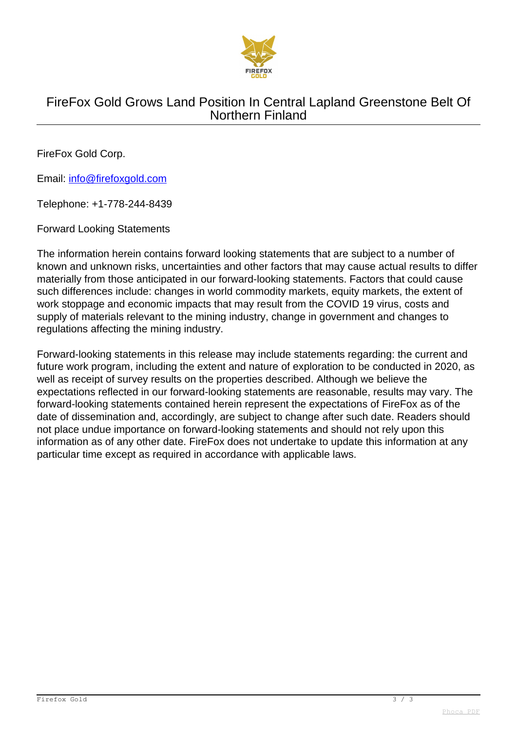# FireFox Gold Grows Land Position In Central Lapland Greenstone Belt Of Northern Finland

FireFox Gold Corp.

Email: info@firefoxgold.com

Telephone: +1-778-244-8439

Forward Looking Statements

The information herein contains forward looking statements that are subject to a number of known and unknown risks, uncertainties and other factors that may cause actual results to differ materially from those anticipated in our forward-looking statements. Factors that could cause such differences include: changes in world commodity markets, equity markets, the extent of work stoppage and economic impacts that may result from the COVID 19 virus, costs and supply of materials relevant to the mining industry, change in government and changes to regulations affecting the mining industry.

Forward-looking statements in this release may include statements regarding: the current and future work program, including the extent and nature of exploration to be conducted in 2020, as well as receipt of survey results on the properties described. Although we believe the expectations reflected in our forward-looking statements are reasonable, results may vary. The forward-looking statements contained herein represent the expectations of FireFox as of the date of dissemination and, accordingly, are subject to change after such date. Readers should not place undue importance on forward-looking statements and should not rely upon this information as of any other date. FireFox does not undertake to update this information at any particular time except as required in accordance with applicable laws.